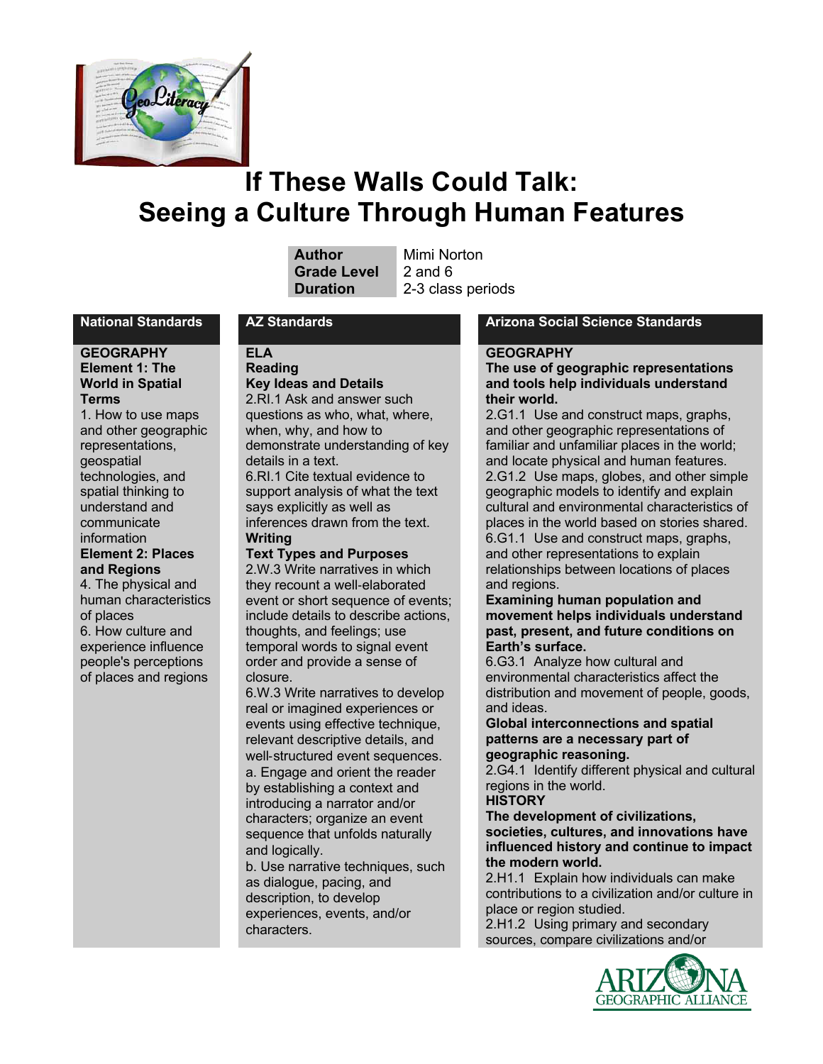# If These Walls Could Talk: Seeing a Culture Through Human Features

| | |
|---|---|
| **Author** | Mimi Norton |
| **Grade Level** | 2 and 6 |
| **Duration** | 2-3 class periods |

## National Standards

**GEOGRAPHY**
**Element 1: The World in Spatial Terms**
1. How to use maps and other geographic representations, geospatial technologies, and spatial thinking to understand and communicate information

**Element 2: Places and Regions**
4. The physical and human characteristics of places
6. How culture and experience influence people's perceptions of places and regions

## AZ Standards

**ELA**
**Reading**
**Key Ideas and Details**
2.RI.1 Ask and answer such questions as who, what, where, when, why, and how to demonstrate understanding of key details in a text.
6.RI.1 Cite textual evidence to support analysis of what the text says explicitly as well as inferences drawn from the text.

**Writing**
**Text Types and Purposes**
2.W.3 Write narratives in which they recount a well-elaborated event or short sequence of events; include details to describe actions, thoughts, and feelings; use temporal words to signal event order and provide a sense of closure.
6.W.3 Write narratives to develop real or imagined experiences or events using effective technique, relevant descriptive details, and well-structured event sequences.
a. Engage and orient the reader by establishing a context and introducing a narrator and/or characters; organize an event sequence that unfolds naturally and logically.
b. Use narrative techniques, such as dialogue, pacing, and description, to develop experiences, events, and/or characters.

## Arizona Social Science Standards

**GEOGRAPHY**
**The use of geographic representations and tools help individuals understand their world.**
2.G1.1 Use and construct maps, graphs, and other geographic representations of familiar and unfamiliar places in the world; and locate physical and human features.
2.G1.2 Use maps, globes, and other simple geographic models to identify and explain cultural and environmental characteristics of places in the world based on stories shared.
6.G1.1 Use and construct maps, graphs, and other representations to explain relationships between locations of places and regions.

**Examining human population and movement helps individuals understand past, present, and future conditions on Earth's surface.**
6.G3.1 Analyze how cultural and environmental characteristics affect the distribution and movement of people, goods, and ideas.

**Global interconnections and spatial patterns are a necessary part of geographic reasoning.**
2.G4.1 Identify different physical and cultural regions in the world.

**HISTORY**
**The development of civilizations, societies, cultures, and innovations have influenced history and continue to impact the modern world.**
2.H1.1 Explain how individuals can make contributions to a civilization and/or culture in place or region studied.
2.H1.2 Using primary and secondary sources, compare civilizations and/or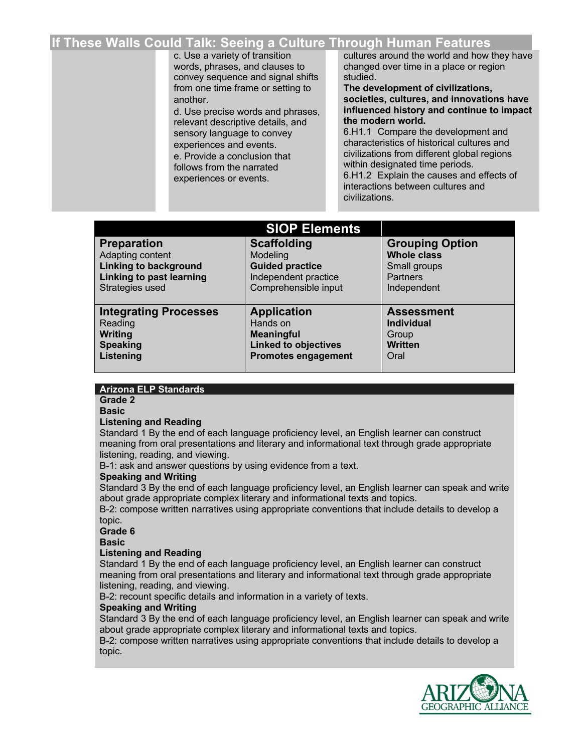| | | |
|---|---|---|
| | c. Use a variety of transition words, phrases, and clauses to convey sequence and signal shifts from one time frame or setting to another.<br>d. Use precise words and phrases, relevant descriptive details, and sensory language to convey experiences and events.<br>e. Provide a conclusion that follows from the narrated experiences or events. | cultures around the world and how they have changed over time in a place or region studied.<br>**The development of civilizations, societies, cultures, and innovations have influenced history and continue to impact the modern world.**<br>6.H1.1 Compare the development and characteristics of historical cultures and civilizations from different global regions within designated time periods.<br>6.H1.2 Explain the causes and effects of interactions between cultures and civilizations. |

| SIOP Elements | | |
|---|---|---|
| **Preparation**<br>Adapting content<br>**Linking to background**<br>**Linking to past learning**<br>Strategies used | **Scaffolding**<br>Modeling<br>**Guided practice**<br>Independent practice<br>Comprehensible input | **Grouping Option**<br>**Whole class**<br>Small groups<br>Partners<br>Independent |
| **Integrating Processes**<br>Reading<br>**Writing**<br>**Speaking**<br>**Listening** | **Application**<br>Hands on<br>**Meaningful**<br>**Linked to objectives**<br>**Promotes engagement** | **Assessment**<br>**Individual**<br>Group<br>**Written**<br>Oral |

## Arizona ELP Standards

**Grade 2**

**Basic**

**Listening and Reading**

Standard 1 By the end of each language proficiency level, an English learner can construct meaning from oral presentations and literary and informational text through grade appropriate listening, reading, and viewing.

B-1: ask and answer questions by using evidence from a text.

**Speaking and Writing**

Standard 3 By the end of each language proficiency level, an English learner can speak and write about grade appropriate complex literary and informational texts and topics.

B-2: compose written narratives using appropriate conventions that include details to develop a topic.

**Grade 6**

**Basic**

**Listening and Reading**

Standard 1 By the end of each language proficiency level, an English learner can construct meaning from oral presentations and literary and informational text through grade appropriate listening, reading, and viewing.

B-2: recount specific details and information in a variety of texts.

**Speaking and Writing**

Standard 3 By the end of each language proficiency level, an English learner can speak and write about grade appropriate complex literary and informational texts and topics.

B-2: compose written narratives using appropriate conventions that include details to develop a topic.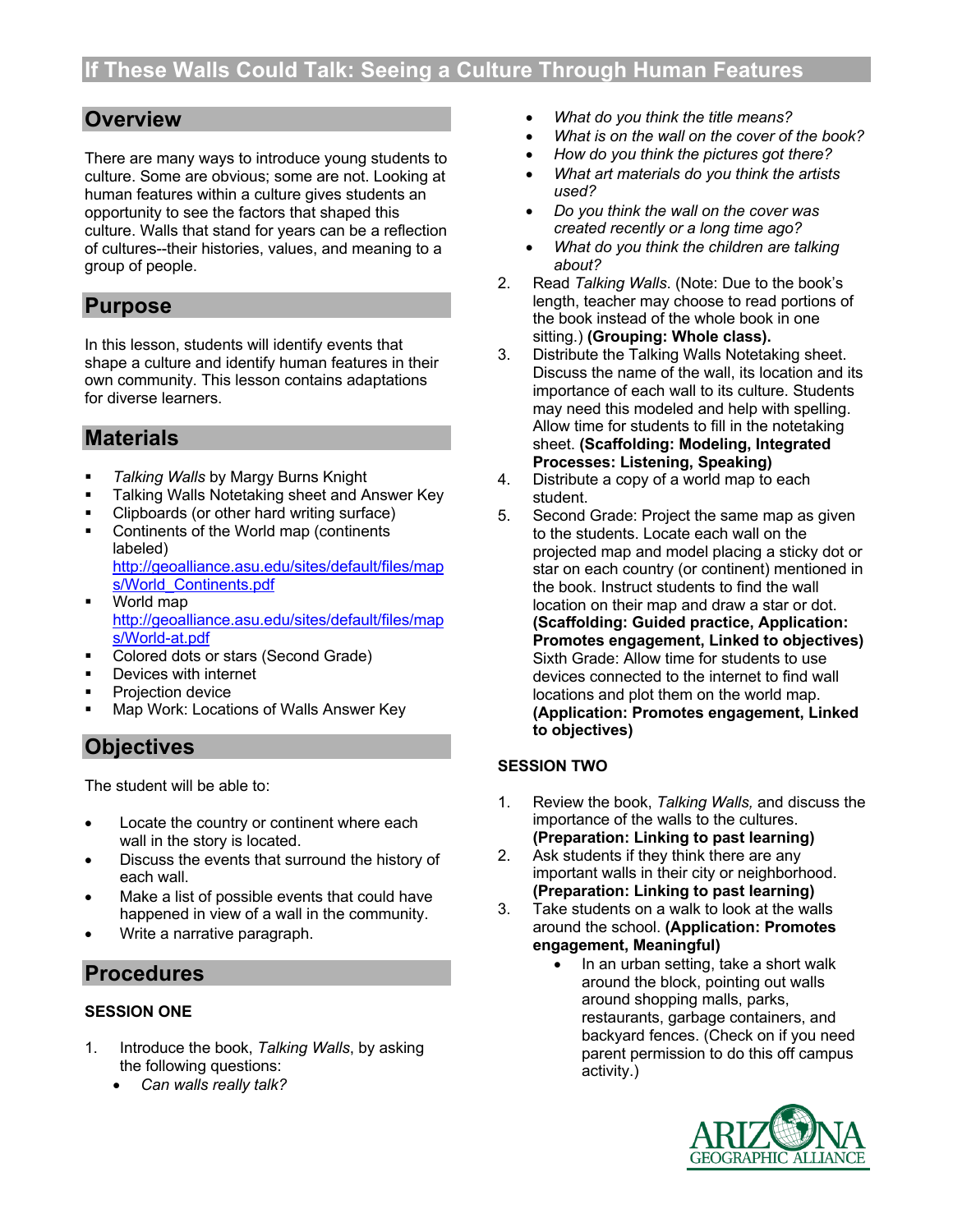# If These Walls Could Talk: Seeing a Culture Through Human Features

## Overview

There are many ways to introduce young students to culture. Some are obvious; some are not. Looking at human features within a culture gives students an opportunity to see the factors that shaped this culture. Walls that stand for years can be a reflection of cultures--their histories, values, and meaning to a group of people.

## Purpose

In this lesson, students will identify events that shape a culture and identify human features in their own community. This lesson contains adaptations for diverse learners.

## Materials

- *Talking Walls* by Margy Burns Knight
- Talking Walls Notetaking sheet and Answer Key
- Clipboards (or other hard writing surface)
- Continents of the World map (continents labeled) http://geoalliance.asu.edu/sites/default/files/maps/World_Continents.pdf
- World map http://geoalliance.asu.edu/sites/default/files/maps/World-at.pdf
- Colored dots or stars (Second Grade)
- Devices with internet
- Projection device
- Map Work: Locations of Walls Answer Key

## Objectives

The student will be able to:

- Locate the country or continent where each wall in the story is located.
- Discuss the events that surround the history of each wall.
- Make a list of possible events that could have happened in view of a wall in the community.
- Write a narrative paragraph.

## Procedures

### SESSION ONE

1. Introduce the book, *Talking Walls*, by asking the following questions:
   - *Can walls really talk?*
   - *What do you think the title means?*
   - *What is on the wall on the cover of the book?*
   - *How do you think the pictures got there?*
   - *What art materials do you think the artists used?*
   - *Do you think the wall on the cover was created recently or a long time ago?*
   - *What do you think the children are talking about?*
2. Read *Talking Walls*. (Note: Due to the book's length, teacher may choose to read portions of the book instead of the whole book in one sitting.) **(Grouping: Whole class).**
3. Distribute the Talking Walls Notetaking sheet. Discuss the name of the wall, its location and its importance of each wall to its culture. Students may need this modeled and help with spelling. Allow time for students to fill in the notetaking sheet. **(Scaffolding: Modeling, Integrated Processes: Listening, Speaking)**
4. Distribute a copy of a world map to each student.
5. Second Grade: Project the same map as given to the students. Locate each wall on the projected map and model placing a sticky dot or star on each country (or continent) mentioned in the book. Instruct students to find the wall location on their map and draw a star or dot. **(Scaffolding: Guided practice, Application: Promotes engagement, Linked to objectives)** Sixth Grade: Allow time for students to use devices connected to the internet to find wall locations and plot them on the world map. **(Application: Promotes engagement, Linked to objectives)**

### SESSION TWO

1. Review the book, *Talking Walls,* and discuss the importance of the walls to the cultures. **(Preparation: Linking to past learning)**
2. Ask students if they think there are any important walls in their city or neighborhood. **(Preparation: Linking to past learning)**
3. Take students on a walk to look at the walls around the school. **(Application: Promotes engagement, Meaningful)**
   - In an urban setting, take a short walk around the block, pointing out walls around shopping malls, parks, restaurants, garbage containers, and backyard fences. (Check on if you need parent permission to do this off campus activity.)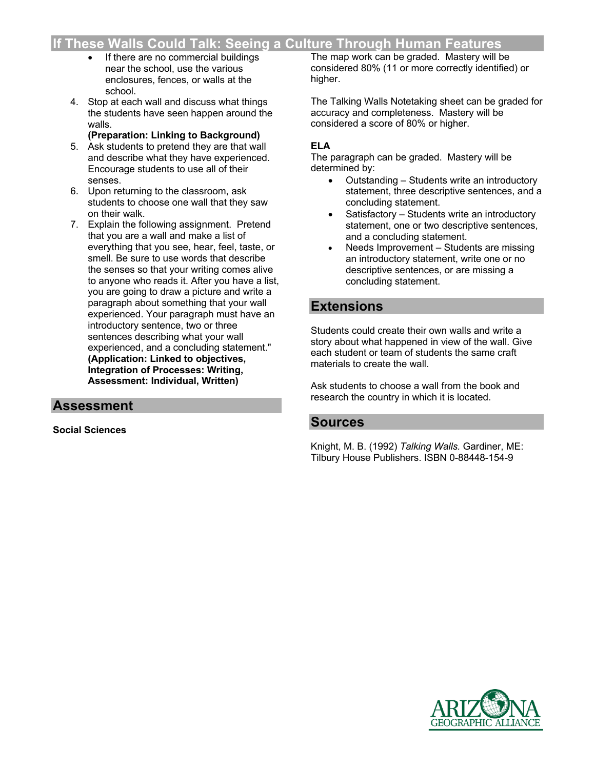- If there are no commercial buildings near the school, use the various enclosures, fences, or walls at the school.

4. Stop at each wall and discuss what things the students have seen happen around the walls.
   **(Preparation: Linking to Background)**
5. Ask students to pretend they are that wall and describe what they have experienced. Encourage students to use all of their senses.
6. Upon returning to the classroom, ask students to choose one wall that they saw on their walk.
7. Explain the following assignment. Pretend that you are a wall and make a list of everything that you see, hear, feel, taste, or smell. Be sure to use words that describe the senses so that your writing comes alive to anyone who reads it. After you have a list, you are going to draw a picture and write a paragraph about something that your wall experienced. Your paragraph must have an introductory sentence, two or three sentences describing what your wall experienced, and a concluding statement."
   **(Application: Linked to objectives, Integration of Processes: Writing, Assessment: Individual, Written)**

## Assessment

**Social Sciences**

The map work can be graded. Mastery will be considered 80% (11 or more correctly identified) or higher.

The Talking Walls Notetaking sheet can be graded for accuracy and completeness. Mastery will be considered a score of 80% or higher.

**ELA**

The paragraph can be graded. Mastery will be determined by:

- Outstanding – Students write an introductory statement, three descriptive sentences, and a concluding statement.
- Satisfactory – Students write an introductory statement, one or two descriptive sentences, and a concluding statement.
- Needs Improvement – Students are missing an introductory statement, write one or no descriptive sentences, or are missing a concluding statement.

## Extensions

Students could create their own walls and write a story about what happened in view of the wall. Give each student or team of students the same craft materials to create the wall.

Ask students to choose a wall from the book and research the country in which it is located.

## Sources

Knight, M. B. (1992) *Talking Walls.* Gardiner, ME: Tilbury House Publishers. ISBN 0-88448-154-9